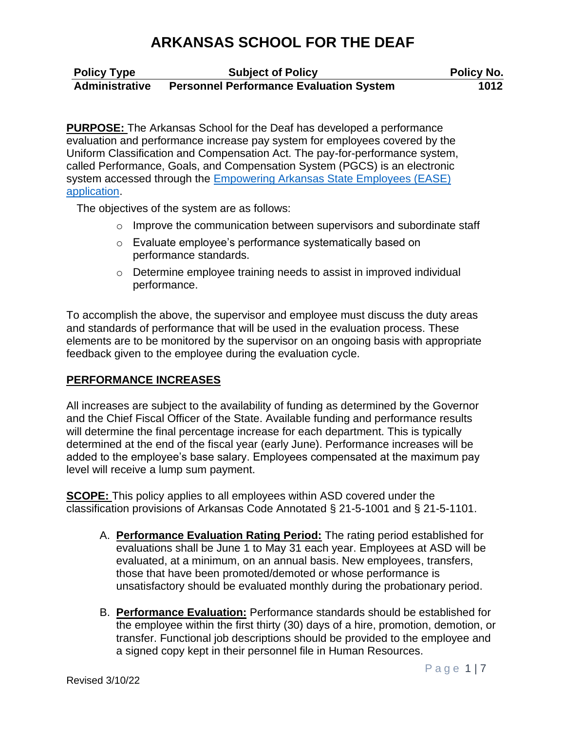# ARKANSAS SCHOOL FOR THE DEAF

| Policy Type | Subject of Policy | Policy No. |
| --- | --- | --- |
| Administrative | Personnel Performance Evaluation System | 1012 |

**PURPOSE:** The Arkansas School for the Deaf has developed a performance evaluation and performance increase pay system for employees covered by the Uniform Classification and Compensation Act. The pay-for-performance system, called Performance, Goals, and Compensation System (PGCS) is an electronic system accessed through the Empowering Arkansas State Employees (EASE) application.

The objectives of the system are as follows:

- Improve the communication between supervisors and subordinate staff
- Evaluate employee's performance systematically based on performance standards.
- Determine employee training needs to assist in improved individual performance.

To accomplish the above, the supervisor and employee must discuss the duty areas and standards of performance that will be used in the evaluation process. These elements are to be monitored by the supervisor on an ongoing basis with appropriate feedback given to the employee during the evaluation cycle.

## PERFORMANCE INCREASES

All increases are subject to the availability of funding as determined by the Governor and the Chief Fiscal Officer of the State. Available funding and performance results will determine the final percentage increase for each department. This is typically determined at the end of the fiscal year (early June). Performance increases will be added to the employee's base salary. Employees compensated at the maximum pay level will receive a lump sum payment.

**SCOPE:** This policy applies to all employees within ASD covered under the classification provisions of Arkansas Code Annotated § 21-5-1001 and § 21-5-1101.

A. **Performance Evaluation Rating Period:** The rating period established for evaluations shall be June 1 to May 31 each year. Employees at ASD will be evaluated, at a minimum, on an annual basis. New employees, transfers, those that have been promoted/demoted or whose performance is unsatisfactory should be evaluated monthly during the probationary period.

B. **Performance Evaluation:** Performance standards should be established for the employee within the first thirty (30) days of a hire, promotion, demotion, or transfer. Functional job descriptions should be provided to the employee and a signed copy kept in their personnel file in Human Resources.

Revised 3/10/22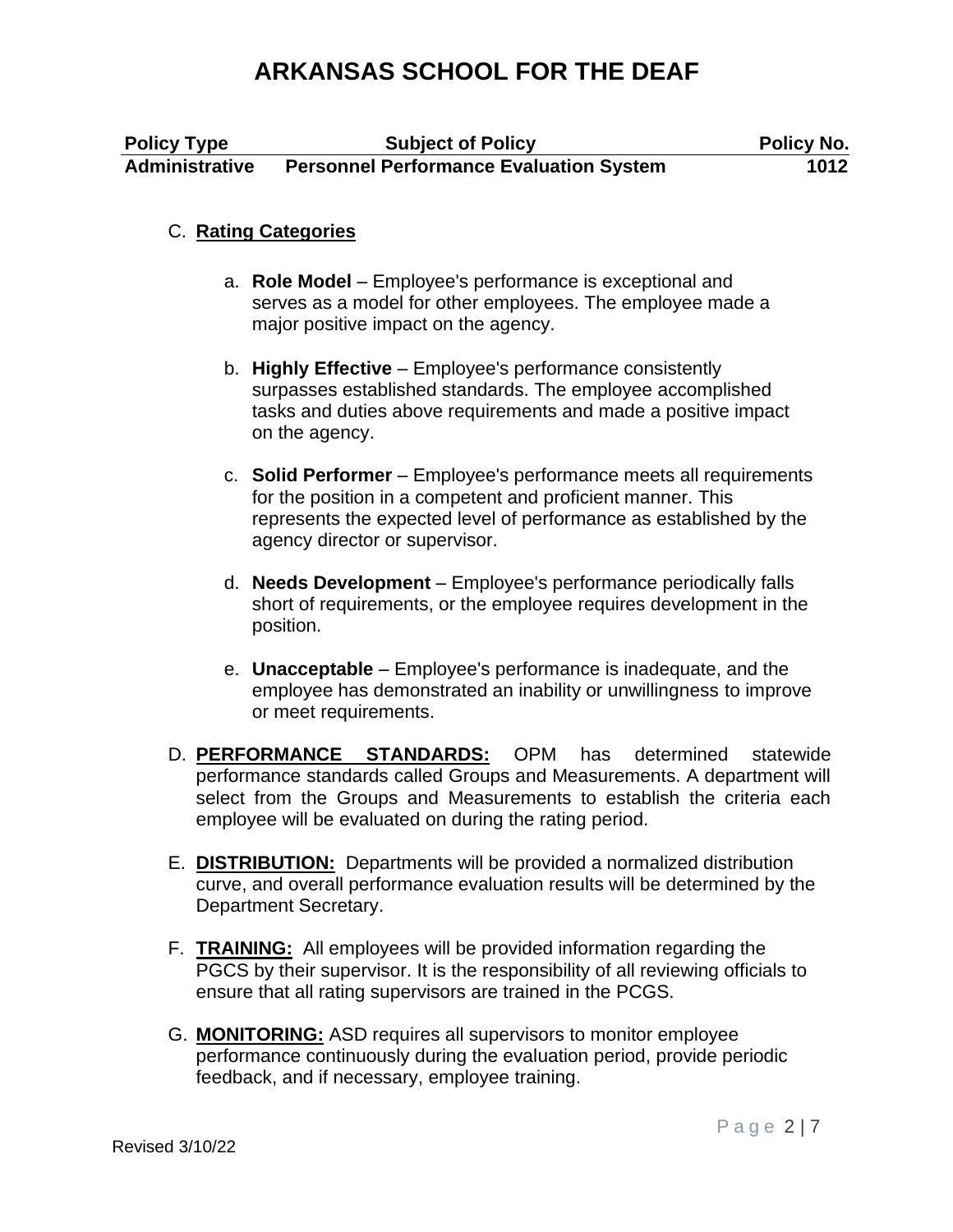C. **Rating Categories**

   a. **Role Model** – Employee's performance is exceptional and serves as a model for other employees. The employee made a major positive impact on the agency.

   b. **Highly Effective** – Employee's performance consistently surpasses established standards. The employee accomplished tasks and duties above requirements and made a positive impact on the agency.

   c. **Solid Performer** – Employee's performance meets all requirements for the position in a competent and proficient manner. This represents the expected level of performance as established by the agency director or supervisor.

   d. **Needs Development** – Employee's performance periodically falls short of requirements, or the employee requires development in the position.

   e. **Unacceptable** – Employee's performance is inadequate, and the employee has demonstrated an inability or unwillingness to improve or meet requirements.

D. **PERFORMANCE STANDARDS:** OPM has determined statewide performance standards called Groups and Measurements. A department will select from the Groups and Measurements to establish the criteria each employee will be evaluated on during the rating period.

E. **DISTRIBUTION:** Departments will be provided a normalized distribution curve, and overall performance evaluation results will be determined by the Department Secretary.

F. **TRAINING:** All employees will be provided information regarding the PGCS by their supervisor. It is the responsibility of all reviewing officials to ensure that all rating supervisors are trained in the PCGS.

G. **MONITORING:** ASD requires all supervisors to monitor employee performance continuously during the evaluation period, provide periodic feedback, and if necessary, employee training.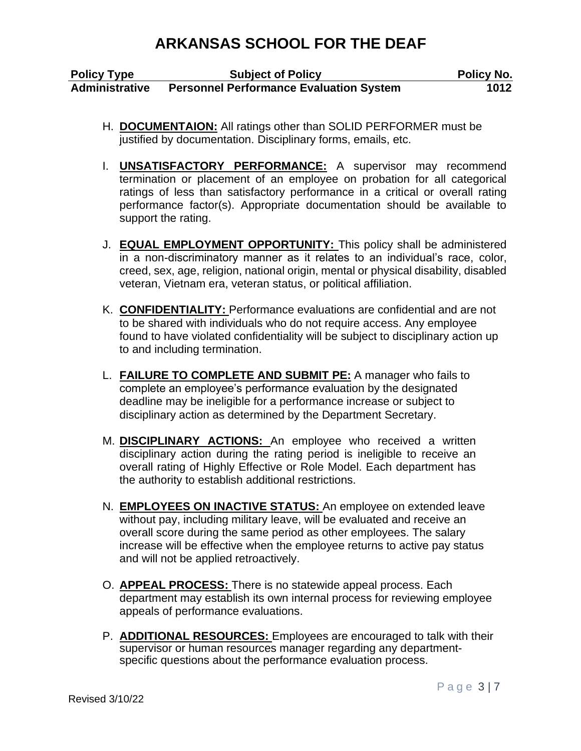H. **DOCUMENTAION:** All ratings other than SOLID PERFORMER must be justified by documentation. Disciplinary forms, emails, etc.

I. **UNSATISFACTORY PERFORMANCE:** A supervisor may recommend termination or placement of an employee on probation for all categorical ratings of less than satisfactory performance in a critical or overall rating performance factor(s). Appropriate documentation should be available to support the rating.

J. **EQUAL EMPLOYMENT OPPORTUNITY:** This policy shall be administered in a non-discriminatory manner as it relates to an individual's race, color, creed, sex, age, religion, national origin, mental or physical disability, disabled veteran, Vietnam era, veteran status, or political affiliation.

K. **CONFIDENTIALITY:** Performance evaluations are confidential and are not to be shared with individuals who do not require access. Any employee found to have violated confidentiality will be subject to disciplinary action up to and including termination.

L. **FAILURE TO COMPLETE AND SUBMIT PE:** A manager who fails to complete an employee's performance evaluation by the designated deadline may be ineligible for a performance increase or subject to disciplinary action as determined by the Department Secretary.

M. **DISCIPLINARY ACTIONS:** An employee who received a written disciplinary action during the rating period is ineligible to receive an overall rating of Highly Effective or Role Model. Each department has the authority to establish additional restrictions.

N. **EMPLOYEES ON INACTIVE STATUS:** An employee on extended leave without pay, including military leave, will be evaluated and receive an overall score during the same period as other employees. The salary increase will be effective when the employee returns to active pay status and will not be applied retroactively.

O. **APPEAL PROCESS:** There is no statewide appeal process. Each department may establish its own internal process for reviewing employee appeals of performance evaluations.

P. **ADDITIONAL RESOURCES:** Employees are encouraged to talk with their supervisor or human resources manager regarding any department-specific questions about the performance evaluation process.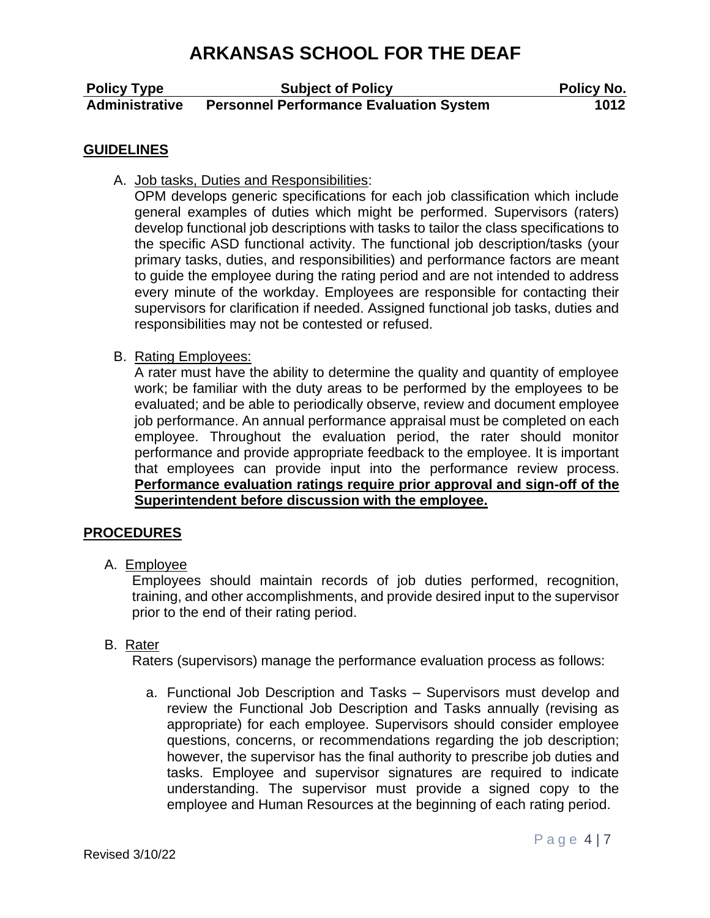## GUIDELINES

A. Job tasks, Duties and Responsibilities:

OPM develops generic specifications for each job classification which include general examples of duties which might be performed. Supervisors (raters) develop functional job descriptions with tasks to tailor the class specifications to the specific ASD functional activity. The functional job description/tasks (your primary tasks, duties, and responsibilities) and performance factors are meant to guide the employee during the rating period and are not intended to address every minute of the workday. Employees are responsible for contacting their supervisors for clarification if needed. Assigned functional job tasks, duties and responsibilities may not be contested or refused.

B. Rating Employees:

A rater must have the ability to determine the quality and quantity of employee work; be familiar with the duty areas to be performed by the employees to be evaluated; and be able to periodically observe, review and document employee job performance. An annual performance appraisal must be completed on each employee. Throughout the evaluation period, the rater should monitor performance and provide appropriate feedback to the employee. It is important that employees can provide input into the performance review process. **Performance evaluation ratings require prior approval and sign-off of the Superintendent before discussion with the employee.**

## PROCEDURES

A. Employee

Employees should maintain records of job duties performed, recognition, training, and other accomplishments, and provide desired input to the supervisor prior to the end of their rating period.

B. Rater

Raters (supervisors) manage the performance evaluation process as follows:

a. Functional Job Description and Tasks – Supervisors must develop and review the Functional Job Description and Tasks annually (revising as appropriate) for each employee. Supervisors should consider employee questions, concerns, or recommendations regarding the job description; however, the supervisor has the final authority to prescribe job duties and tasks. Employee and supervisor signatures are required to indicate understanding. The supervisor must provide a signed copy to the employee and Human Resources at the beginning of each rating period.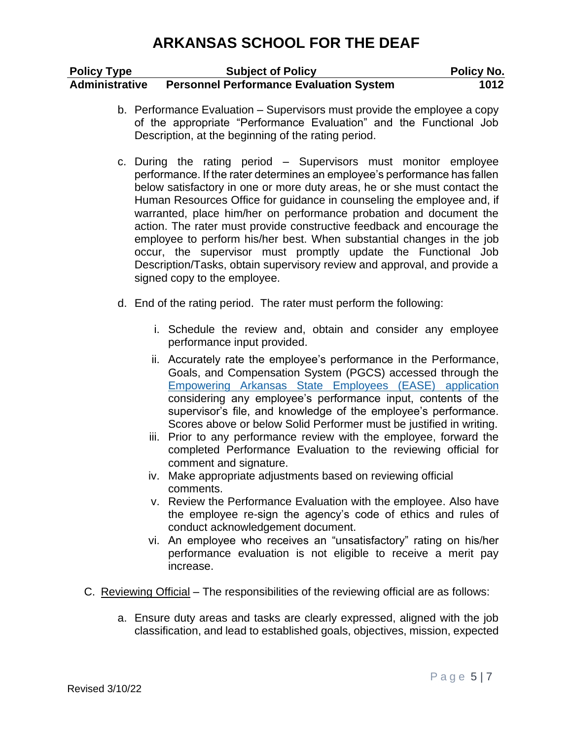b. Performance Evaluation – Supervisors must provide the employee a copy of the appropriate "Performance Evaluation" and the Functional Job Description, at the beginning of the rating period.

c. During the rating period – Supervisors must monitor employee performance. If the rater determines an employee's performance has fallen below satisfactory in one or more duty areas, he or she must contact the Human Resources Office for guidance in counseling the employee and, if warranted, place him/her on performance probation and document the action. The rater must provide constructive feedback and encourage the employee to perform his/her best. When substantial changes in the job occur, the supervisor must promptly update the Functional Job Description/Tasks, obtain supervisory review and approval, and provide a signed copy to the employee.

d. End of the rating period. The rater must perform the following:

   i. Schedule the review and, obtain and consider any employee performance input provided.
   ii. Accurately rate the employee's performance in the Performance, Goals, and Compensation System (PGCS) accessed through the Empowering Arkansas State Employees (EASE) application considering any employee's performance input, contents of the supervisor's file, and knowledge of the employee's performance. Scores above or below Solid Performer must be justified in writing.
   iii. Prior to any performance review with the employee, forward the completed Performance Evaluation to the reviewing official for comment and signature.
   iv. Make appropriate adjustments based on reviewing official comments.
   v. Review the Performance Evaluation with the employee. Also have the employee re-sign the agency's code of ethics and rules of conduct acknowledgement document.
   vi. An employee who receives an "unsatisfactory" rating on his/her performance evaluation is not eligible to receive a merit pay increase.

C. Reviewing Official – The responsibilities of the reviewing official are as follows:

a. Ensure duty areas and tasks are clearly expressed, aligned with the job classification, and lead to established goals, objectives, mission, expected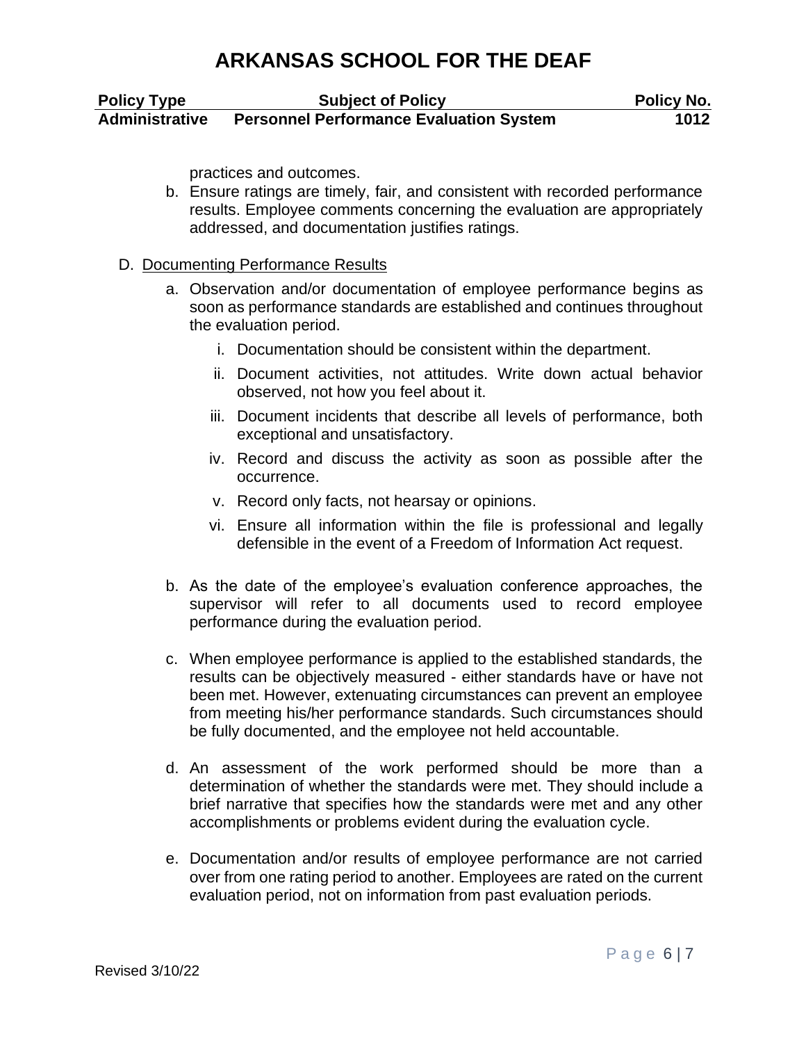practices and outcomes.

b. Ensure ratings are timely, fair, and consistent with recorded performance results. Employee comments concerning the evaluation are appropriately addressed, and documentation justifies ratings.

D. <u>Documenting Performance Results</u>

a. Observation and/or documentation of employee performance begins as soon as performance standards are established and continues throughout the evaluation period.

   i. Documentation should be consistent within the department.

   ii. Document activities, not attitudes. Write down actual behavior observed, not how you feel about it.

   iii. Document incidents that describe all levels of performance, both exceptional and unsatisfactory.

   iv. Record and discuss the activity as soon as possible after the occurrence.

   v. Record only facts, not hearsay or opinions.

   vi. Ensure all information within the file is professional and legally defensible in the event of a Freedom of Information Act request.

b. As the date of the employee's evaluation conference approaches, the supervisor will refer to all documents used to record employee performance during the evaluation period.

c. When employee performance is applied to the established standards, the results can be objectively measured - either standards have or have not been met. However, extenuating circumstances can prevent an employee from meeting his/her performance standards. Such circumstances should be fully documented, and the employee not held accountable.

d. An assessment of the work performed should be more than a determination of whether the standards were met. They should include a brief narrative that specifies how the standards were met and any other accomplishments or problems evident during the evaluation cycle.

e. Documentation and/or results of employee performance are not carried over from one rating period to another. Employees are rated on the current evaluation period, not on information from past evaluation periods.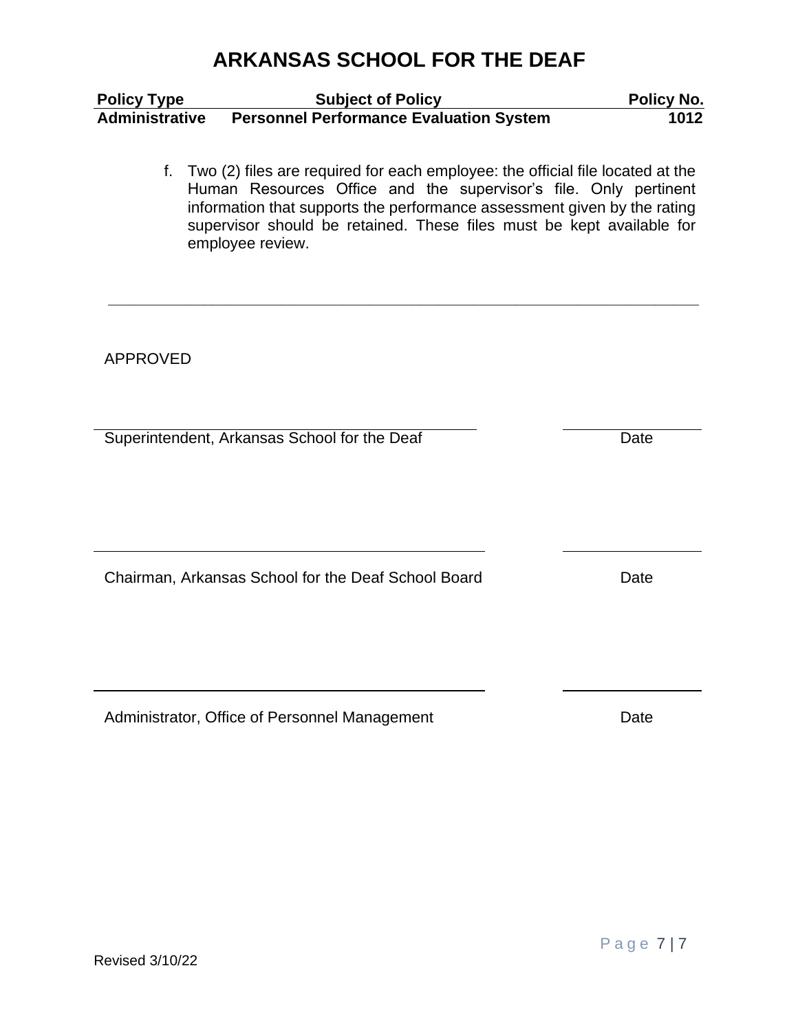f. Two (2) files are required for each employee: the official file located at the Human Resources Office and the supervisor's file. Only pertinent information that supports the performance assessment given by the rating supervisor should be retained. These files must be kept available for employee review.

---

APPROVED

| | |
|---|---|
| Superintendent, Arkansas School for the Deaf | Date |
| Chairman, Arkansas School for the Deaf School Board | Date |
| Administrator, Office of Personnel Management | Date |

Revised 3/10/22